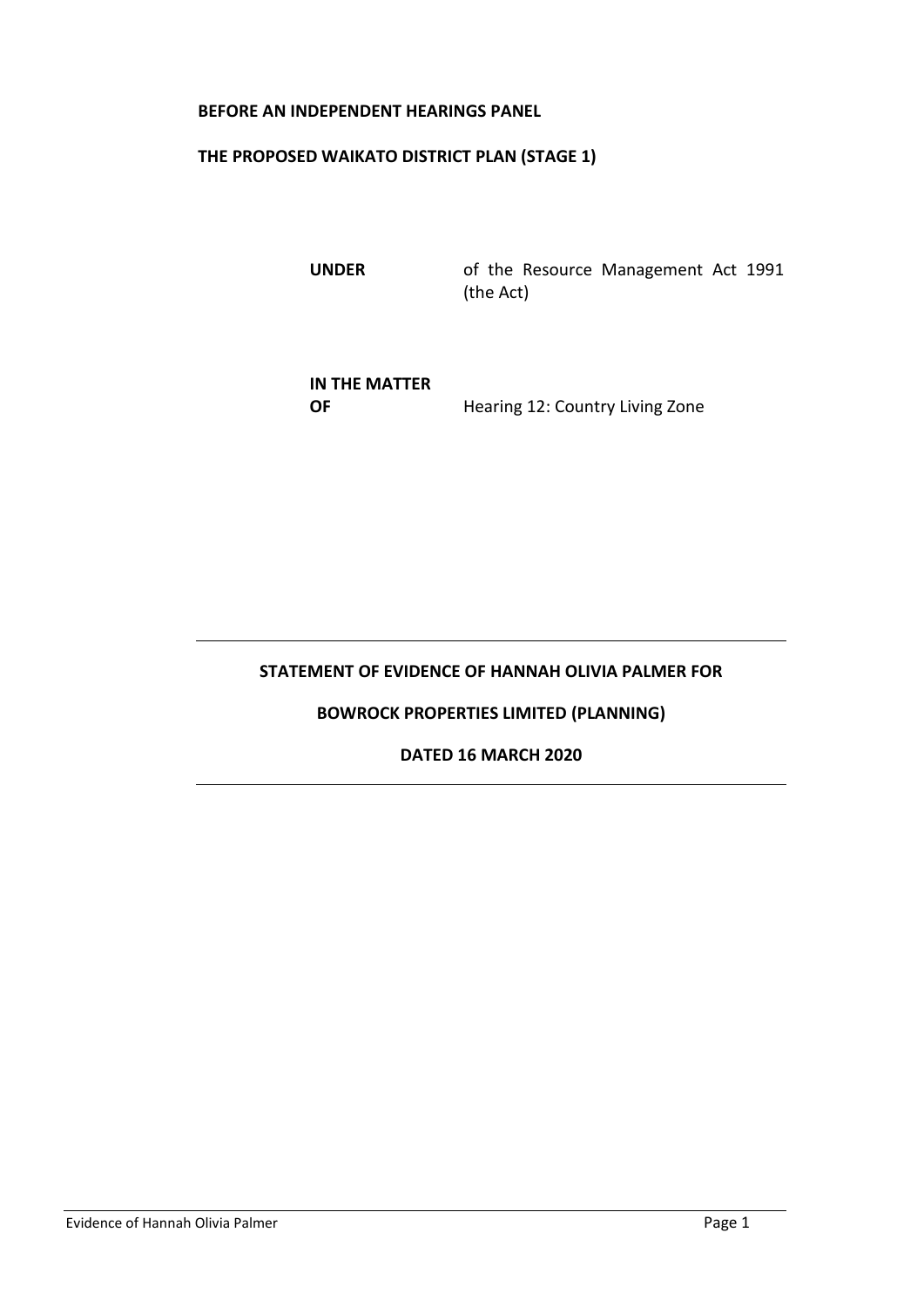**BEFORE AN INDEPENDENT HEARINGS PANEL**

**THE PROPOSED WAIKATO DISTRICT PLAN (STAGE 1)**

| | |
|---|---|
| **UNDER** | of the Resource Management Act 1991 (the Act) |
| **IN THE MATTER OF** | Hearing 12: Country Living Zone |

---

**STATEMENT OF EVIDENCE OF HANNAH OLIVIA PALMER FOR**

**BOWROCK PROPERTIES LIMITED (PLANNING)**

**DATED 16 MARCH 2020**

---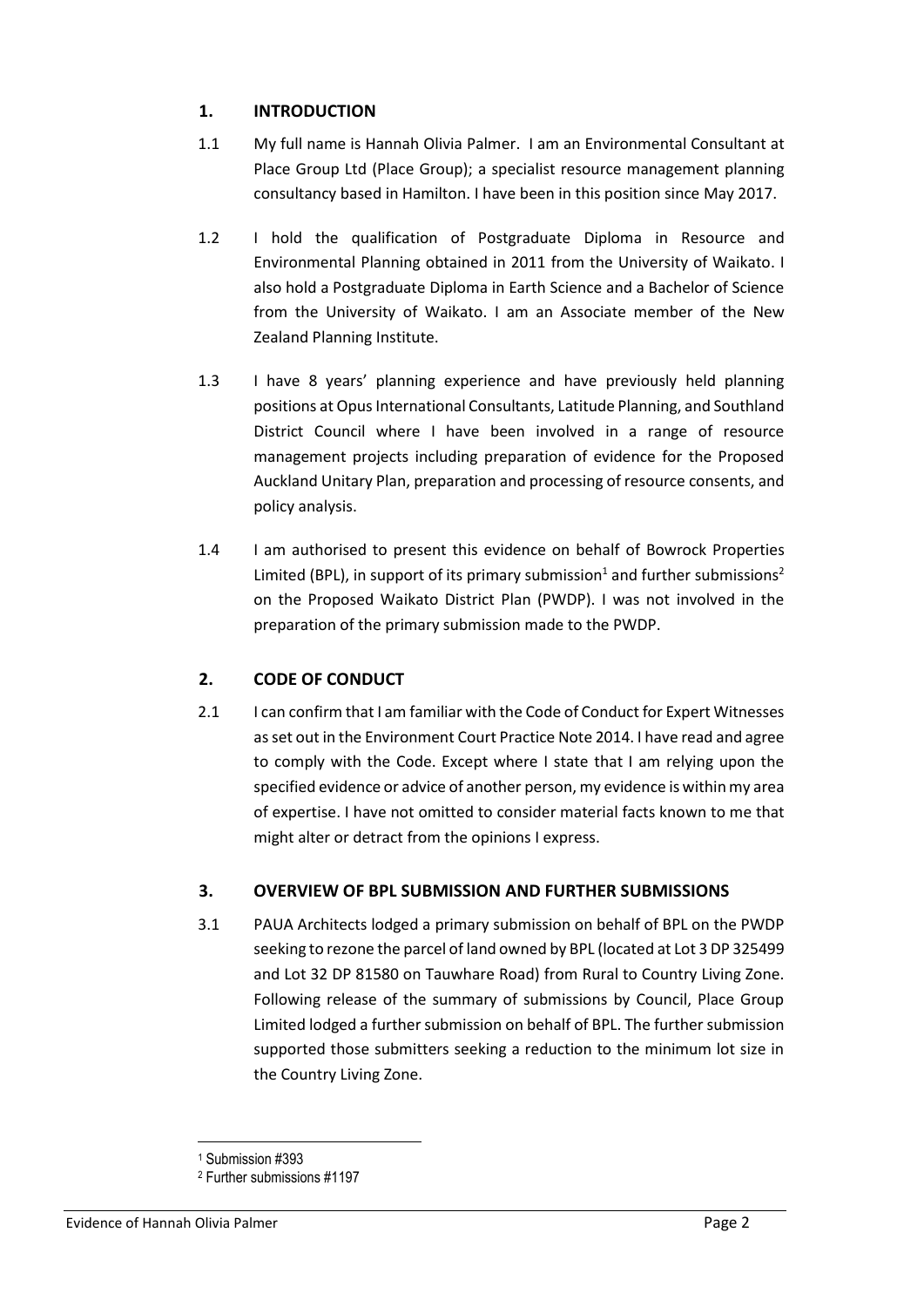## 1. INTRODUCTION

1.1 My full name is Hannah Olivia Palmer. I am an Environmental Consultant at Place Group Ltd (Place Group); a specialist resource management planning consultancy based in Hamilton. I have been in this position since May 2017.

1.2 I hold the qualification of Postgraduate Diploma in Resource and Environmental Planning obtained in 2011 from the University of Waikato. I also hold a Postgraduate Diploma in Earth Science and a Bachelor of Science from the University of Waikato. I am an Associate member of the New Zealand Planning Institute.

1.3 I have 8 years' planning experience and have previously held planning positions at Opus International Consultants, Latitude Planning, and Southland District Council where I have been involved in a range of resource management projects including preparation of evidence for the Proposed Auckland Unitary Plan, preparation and processing of resource consents, and policy analysis.

1.4 I am authorised to present this evidence on behalf of Bowrock Properties Limited (BPL), in support of its primary submission[1] and further submissions[2] on the Proposed Waikato District Plan (PWDP). I was not involved in the preparation of the primary submission made to the PWDP.

## 2. CODE OF CONDUCT

2.1 I can confirm that I am familiar with the Code of Conduct for Expert Witnesses as set out in the Environment Court Practice Note 2014. I have read and agree to comply with the Code. Except where I state that I am relying upon the specified evidence or advice of another person, my evidence is within my area of expertise. I have not omitted to consider material facts known to me that might alter or detract from the opinions I express.

## 3. OVERVIEW OF BPL SUBMISSION AND FURTHER SUBMISSIONS

3.1 PAUA Architects lodged a primary submission on behalf of BPL on the PWDP seeking to rezone the parcel of land owned by BPL (located at Lot 3 DP 325499 and Lot 32 DP 81580 on Tauwhare Road) from Rural to Country Living Zone. Following release of the summary of submissions by Council, Place Group Limited lodged a further submission on behalf of BPL. The further submission supported those submitters seeking a reduction to the minimum lot size in the Country Living Zone.

---

[1] Submission #393

[2] Further submissions #1197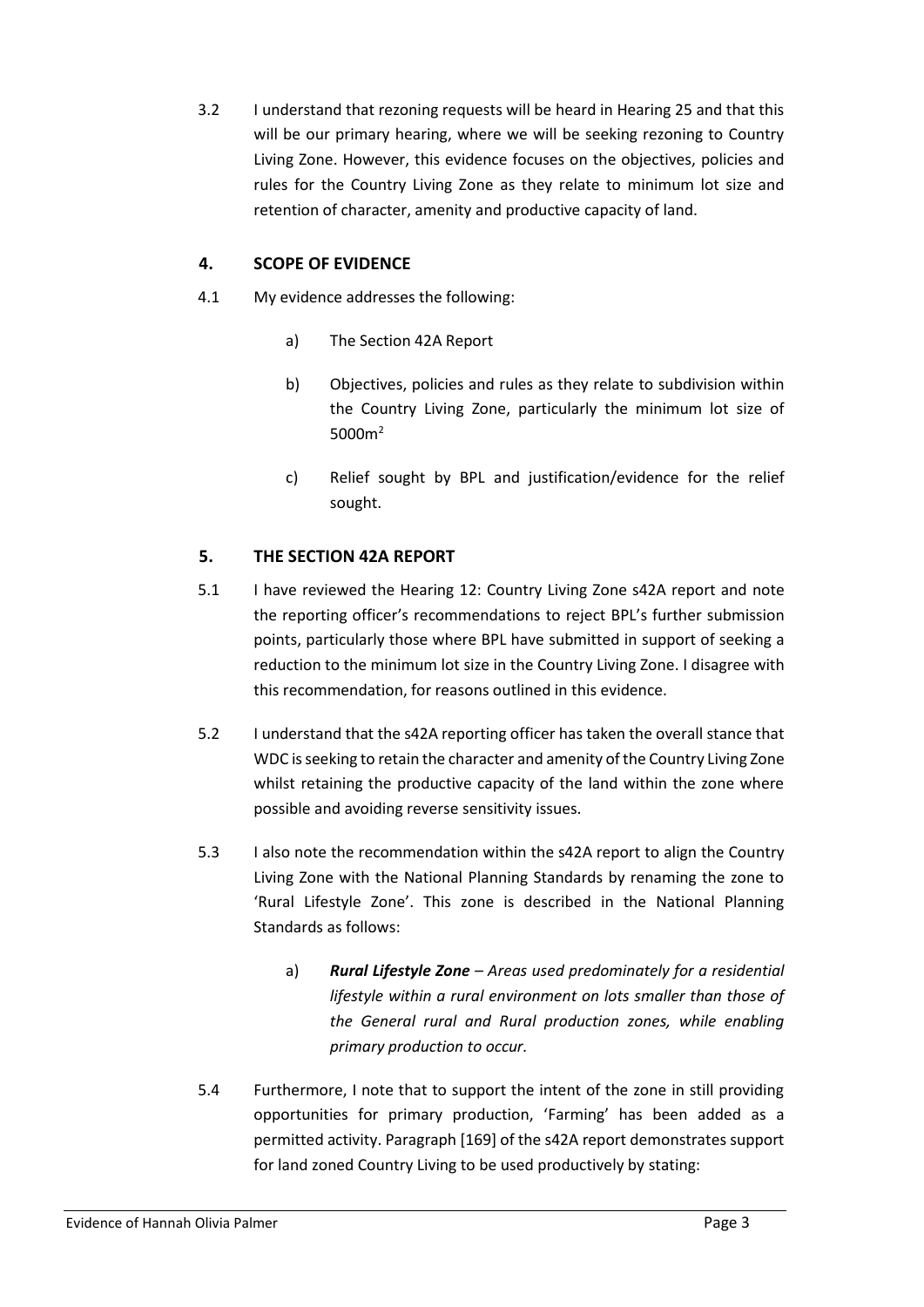3.2 I understand that rezoning requests will be heard in Hearing 25 and that this will be our primary hearing, where we will be seeking rezoning to Country Living Zone. However, this evidence focuses on the objectives, policies and rules for the Country Living Zone as they relate to minimum lot size and retention of character, amenity and productive capacity of land.

## 4. SCOPE OF EVIDENCE

4.1 My evidence addresses the following:

a) The Section 42A Report

b) Objectives, policies and rules as they relate to subdivision within the Country Living Zone, particularly the minimum lot size of 5000m$^2$

c) Relief sought by BPL and justification/evidence for the relief sought.

## 5. THE SECTION 42A REPORT

5.1 I have reviewed the Hearing 12: Country Living Zone s42A report and note the reporting officer's recommendations to reject BPL's further submission points, particularly those where BPL have submitted in support of seeking a reduction to the minimum lot size in the Country Living Zone. I disagree with this recommendation, for reasons outlined in this evidence.

5.2 I understand that the s42A reporting officer has taken the overall stance that WDC is seeking to retain the character and amenity of the Country Living Zone whilst retaining the productive capacity of the land within the zone where possible and avoiding reverse sensitivity issues.

5.3 I also note the recommendation within the s42A report to align the Country Living Zone with the National Planning Standards by renaming the zone to 'Rural Lifestyle Zone'. This zone is described in the National Planning Standards as follows:

a) ***Rural Lifestyle Zone** – Areas used predominately for a residential lifestyle within a rural environment on lots smaller than those of the General rural and Rural production zones, while enabling primary production to occur.*

5.4 Furthermore, I note that to support the intent of the zone in still providing opportunities for primary production, 'Farming' has been added as a permitted activity. Paragraph [169] of the s42A report demonstrates support for land zoned Country Living to be used productively by stating: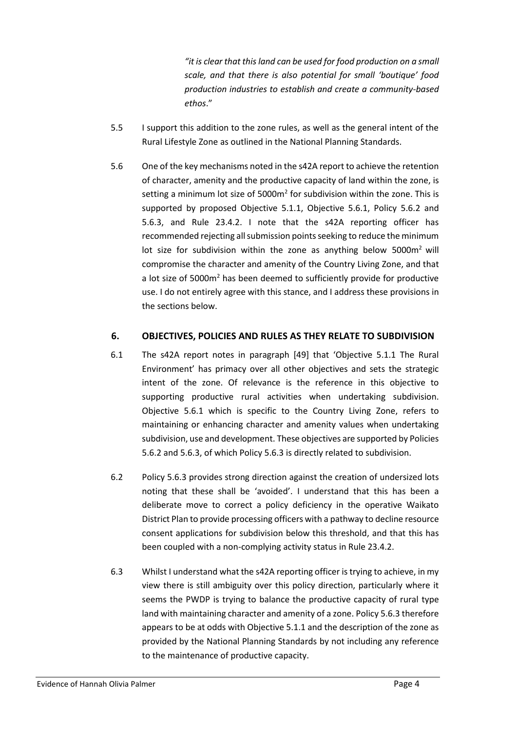> *"it is clear that this land can be used for food production on a small scale, and that there is also potential for small 'boutique' food production industries to establish and create a community-based ethos*."

5.5 I support this addition to the zone rules, as well as the general intent of the Rural Lifestyle Zone as outlined in the National Planning Standards.

5.6 One of the key mechanisms noted in the s42A report to achieve the retention of character, amenity and the productive capacity of land within the zone, is setting a minimum lot size of 5000m$^2$ for subdivision within the zone. This is supported by proposed Objective 5.1.1, Objective 5.6.1, Policy 5.6.2 and 5.6.3, and Rule 23.4.2. I note that the s42A reporting officer has recommended rejecting all submission points seeking to reduce the minimum lot size for subdivision within the zone as anything below 5000m$^2$ will compromise the character and amenity of the Country Living Zone, and that a lot size of 5000m$^2$ has been deemed to sufficiently provide for productive use. I do not entirely agree with this stance, and I address these provisions in the sections below.

## 6. OBJECTIVES, POLICIES AND RULES AS THEY RELATE TO SUBDIVISION

6.1 The s42A report notes in paragraph [49] that 'Objective 5.1.1 The Rural Environment' has primacy over all other objectives and sets the strategic intent of the zone. Of relevance is the reference in this objective to supporting productive rural activities when undertaking subdivision. Objective 5.6.1 which is specific to the Country Living Zone, refers to maintaining or enhancing character and amenity values when undertaking subdivision, use and development. These objectives are supported by Policies 5.6.2 and 5.6.3, of which Policy 5.6.3 is directly related to subdivision.

6.2 Policy 5.6.3 provides strong direction against the creation of undersized lots noting that these shall be 'avoided'. I understand that this has been a deliberate move to correct a policy deficiency in the operative Waikato District Plan to provide processing officers with a pathway to decline resource consent applications for subdivision below this threshold, and that this has been coupled with a non-complying activity status in Rule 23.4.2.

6.3 Whilst I understand what the s42A reporting officer is trying to achieve, in my view there is still ambiguity over this policy direction, particularly where it seems the PWDP is trying to balance the productive capacity of rural type land with maintaining character and amenity of a zone. Policy 5.6.3 therefore appears to be at odds with Objective 5.1.1 and the description of the zone as provided by the National Planning Standards by not including any reference to the maintenance of productive capacity.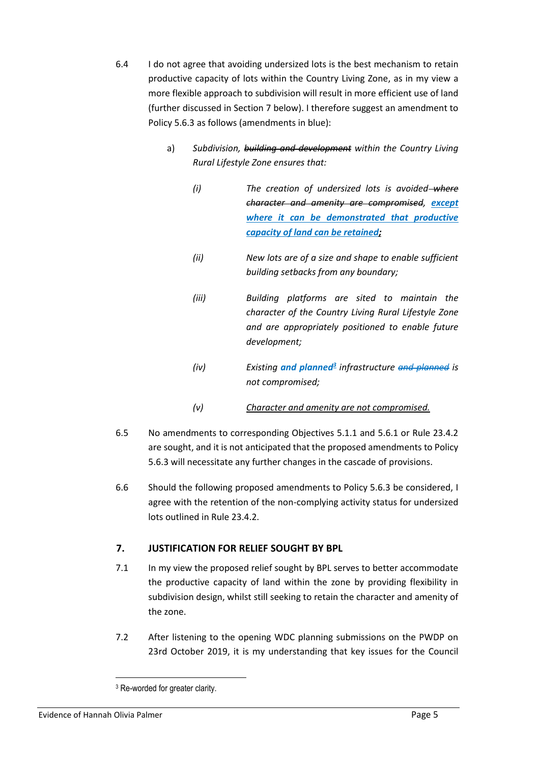6.4 I do not agree that avoiding undersized lots is the best mechanism to retain productive capacity of lots within the Country Living Zone, as in my view a more flexible approach to subdivision will result in more efficient use of land (further discussed in Section 7 below). I therefore suggest an amendment to Policy 5.6.3 as follows (amendments in blue):

> a) *Subdivision, ~~building and development~~ within the Country Living Rural Lifestyle Zone ensures that:*
>
> *(i) The creation of undersized lots is avoided ~~where character and amenity are compromised~~, **except where it can be demonstrated that productive capacity of land can be retained;***
>
> *(ii) New lots are of a size and shape to enable sufficient building setbacks from any boundary;*
>
> *(iii) Building platforms are sited to maintain the character of the Country Living Rural Lifestyle Zone and are appropriately positioned to enable future development;*
>
> *(iv) Existing **and planned**[3] infrastructure ~~and planned~~ is not compromised;*
>
> *(v) Character and amenity are not compromised.*

6.5 No amendments to corresponding Objectives 5.1.1 and 5.6.1 or Rule 23.4.2 are sought, and it is not anticipated that the proposed amendments to Policy 5.6.3 will necessitate any further changes in the cascade of provisions.

6.6 Should the following proposed amendments to Policy 5.6.3 be considered, I agree with the retention of the non-complying activity status for undersized lots outlined in Rule 23.4.2.

## 7. JUSTIFICATION FOR RELIEF SOUGHT BY BPL

7.1 In my view the proposed relief sought by BPL serves to better accommodate the productive capacity of land within the zone by providing flexibility in subdivision design, whilst still seeking to retain the character and amenity of the zone.

7.2 After listening to the opening WDC planning submissions on the PWDP on 23rd October 2019, it is my understanding that key issues for the Council

[3] Re-worded for greater clarity.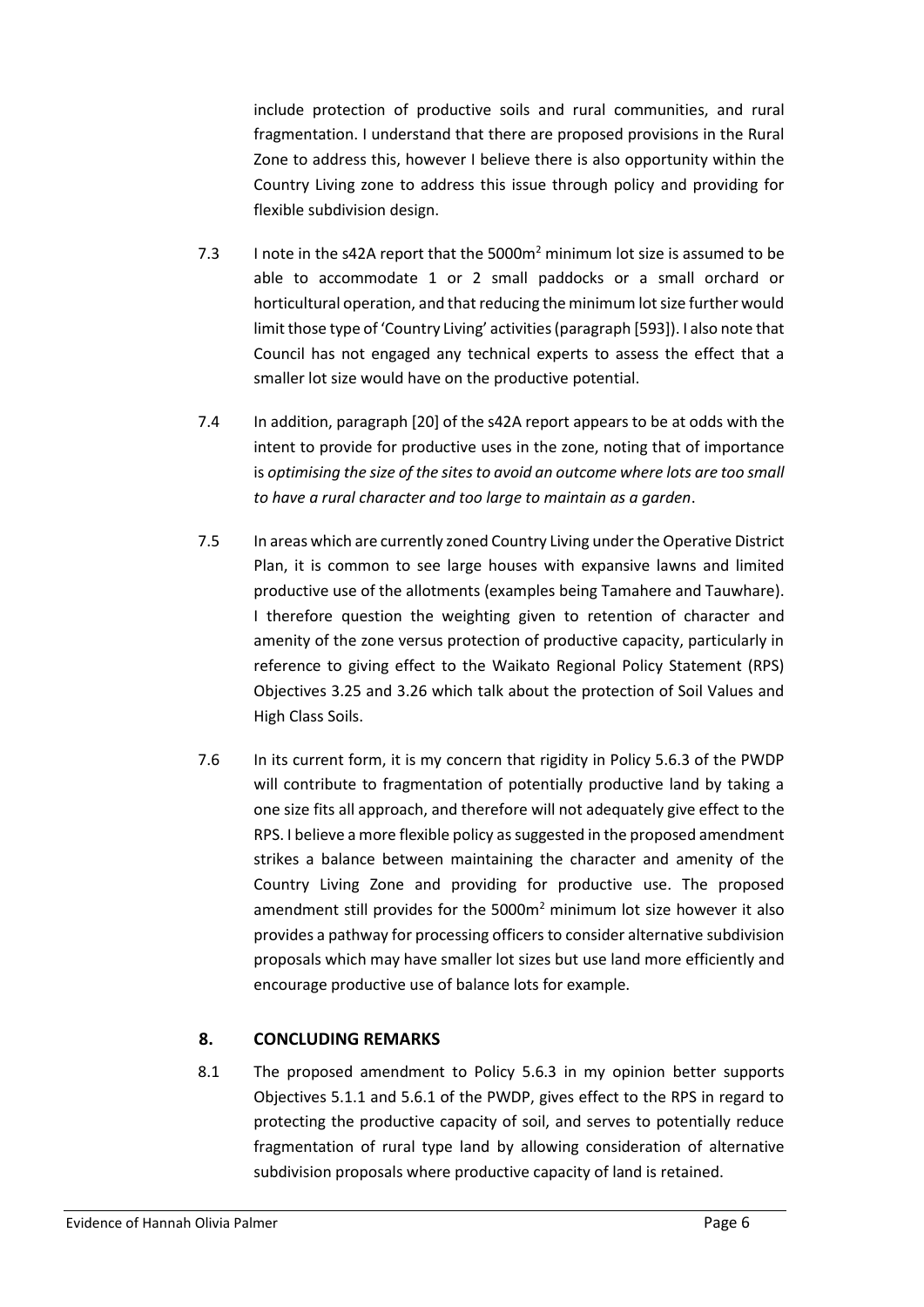include protection of productive soils and rural communities, and rural fragmentation. I understand that there are proposed provisions in the Rural Zone to address this, however I believe there is also opportunity within the Country Living zone to address this issue through policy and providing for flexible subdivision design.

7.3 I note in the s42A report that the 5000m$^2$ minimum lot size is assumed to be able to accommodate 1 or 2 small paddocks or a small orchard or horticultural operation, and that reducing the minimum lot size further would limit those type of 'Country Living' activities (paragraph [593]). I also note that Council has not engaged any technical experts to assess the effect that a smaller lot size would have on the productive potential.

7.4 In addition, paragraph [20] of the s42A report appears to be at odds with the intent to provide for productive uses in the zone, noting that of importance is *optimising the size of the sites to avoid an outcome where lots are too small to have a rural character and too large to maintain as a garden*.

7.5 In areas which are currently zoned Country Living under the Operative District Plan, it is common to see large houses with expansive lawns and limited productive use of the allotments (examples being Tamahere and Tauwhare). I therefore question the weighting given to retention of character and amenity of the zone versus protection of productive capacity, particularly in reference to giving effect to the Waikato Regional Policy Statement (RPS) Objectives 3.25 and 3.26 which talk about the protection of Soil Values and High Class Soils.

7.6 In its current form, it is my concern that rigidity in Policy 5.6.3 of the PWDP will contribute to fragmentation of potentially productive land by taking a one size fits all approach, and therefore will not adequately give effect to the RPS. I believe a more flexible policy as suggested in the proposed amendment strikes a balance between maintaining the character and amenity of the Country Living Zone and providing for productive use. The proposed amendment still provides for the 5000m$^2$ minimum lot size however it also provides a pathway for processing officers to consider alternative subdivision proposals which may have smaller lot sizes but use land more efficiently and encourage productive use of balance lots for example.

## 8. CONCLUDING REMARKS

8.1 The proposed amendment to Policy 5.6.3 in my opinion better supports Objectives 5.1.1 and 5.6.1 of the PWDP, gives effect to the RPS in regard to protecting the productive capacity of soil, and serves to potentially reduce fragmentation of rural type land by allowing consideration of alternative subdivision proposals where productive capacity of land is retained.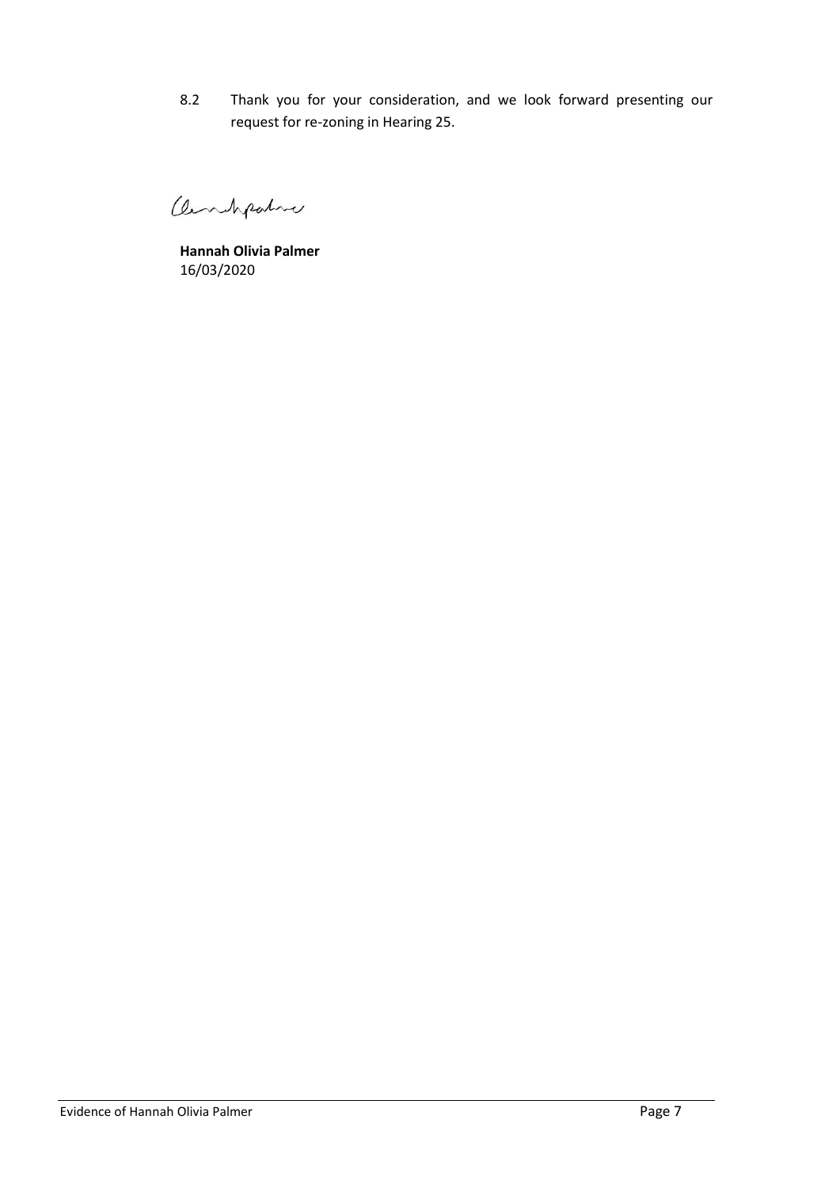8.2 Thank you for your consideration, and we look forward presenting our request for re-zoning in Hearing 25.

**Hannah Olivia Palmer**
16/03/2020